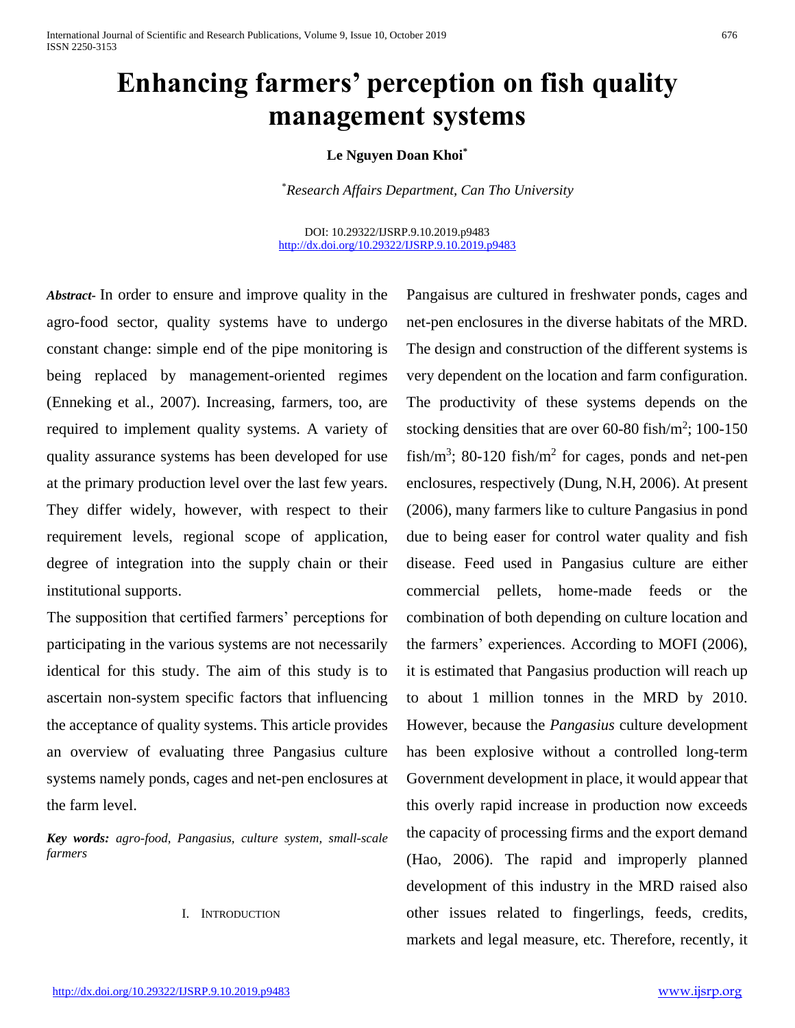# Enhancing farmers' perception on fish quality management systems

**Le Nguyen Doan Khoi***

*Research Affairs Department, Can Tho University

DOI: 10.29322/IJSRP.9.10.2019.p9483
http://dx.doi.org/10.29322/IJSRP.9.10.2019.p9483

***Abstract-*** In order to ensure and improve quality in the agro-food sector, quality systems have to undergo constant change: simple end of the pipe monitoring is being replaced by management-oriented regimes (Enneking et al., 2007). Increasing, farmers, too, are required to implement quality systems. A variety of quality assurance systems has been developed for use at the primary production level over the last few years. They differ widely, however, with respect to their requirement levels, regional scope of application, degree of integration into the supply chain or their institutional supports.

The supposition that certified farmers' perceptions for participating in the various systems are not necessarily identical for this study. The aim of this study is to ascertain non-system specific factors that influencing the acceptance of quality systems. This article provides an overview of evaluating three Pangasius culture systems namely ponds, cages and net-pen enclosures at the farm level.

***Key words:*** *agro-food, Pangasius, culture system, small-scale farmers*

## I. Introduction

Pangaisus are cultured in freshwater ponds, cages and net-pen enclosures in the diverse habitats of the MRD. The design and construction of the different systems is very dependent on the location and farm configuration. The productivity of these systems depends on the stocking densities that are over 60-80 fish/m$^2$; 100-150 fish/m$^3$; 80-120 fish/m$^2$ for cages, ponds and net-pen enclosures, respectively (Dung, N.H, 2006). At present (2006), many farmers like to culture Pangasius in pond due to being easer for control water quality and fish disease. Feed used in Pangasius culture are either commercial pellets, home-made feeds or the combination of both depending on culture location and the farmers' experiences. According to MOFI (2006), it is estimated that Pangasius production will reach up to about 1 million tonnes in the MRD by 2010. However, because the *Pangasius* culture development has been explosive without a controlled long-term Government development in place, it would appear that this overly rapid increase in production now exceeds the capacity of processing firms and the export demand (Hao, 2006). The rapid and improperly planned development of this industry in the MRD raised also other issues related to fingerlings, feeds, credits, markets and legal measure, etc. Therefore, recently, it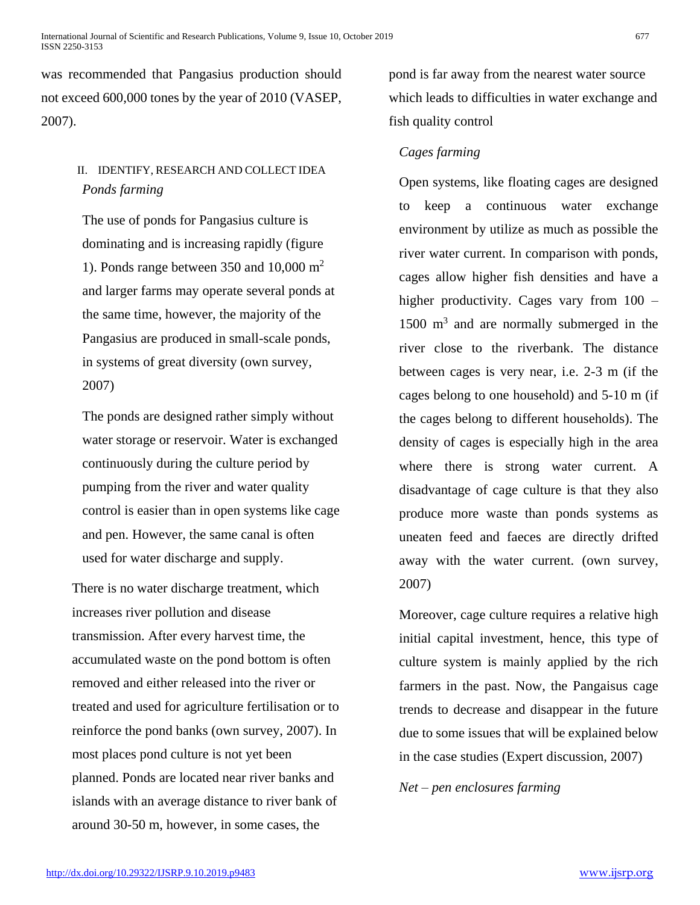was recommended that Pangasius production should not exceed 600,000 tones by the year of 2010 (VASEP, 2007).

## II. IDENTIFY, RESEARCH AND COLLECT IDEA

### *Ponds farming*

The use of ponds for Pangasius culture is dominating and is increasing rapidly (figure 1). Ponds range between 350 and 10,000 $m^2$ and larger farms may operate several ponds at the same time, however, the majority of the Pangasius are produced in small-scale ponds, in systems of great diversity (own survey, 2007)

The ponds are designed rather simply without water storage or reservoir. Water is exchanged continuously during the culture period by pumping from the river and water quality control is easier than in open systems like cage and pen. However, the same canal is often used for water discharge and supply.

There is no water discharge treatment, which increases river pollution and disease transmission. After every harvest time, the accumulated waste on the pond bottom is often removed and either released into the river or treated and used for agriculture fertilisation or to reinforce the pond banks (own survey, 2007). In most places pond culture is not yet been planned. Ponds are located near river banks and islands with an average distance to river bank of around 30-50 m, however, in some cases, the pond is far away from the nearest water source which leads to difficulties in water exchange and fish quality control

### *Cages farming*

Open systems, like floating cages are designed to keep a continuous water exchange environment by utilize as much as possible the river water current. In comparison with ponds, cages allow higher fish densities and have a higher productivity. Cages vary from 100 – 1500 $m^3$ and are normally submerged in the river close to the riverbank. The distance between cages is very near, i.e. 2-3 m (if the cages belong to one household) and 5-10 m (if the cages belong to different households). The density of cages is especially high in the area where there is strong water current. A disadvantage of cage culture is that they also produce more waste than ponds systems as uneaten feed and faeces are directly drifted away with the water current. (own survey, 2007)

Moreover, cage culture requires a relative high initial capital investment, hence, this type of culture system is mainly applied by the rich farmers in the past. Now, the Pangaisus cage trends to decrease and disappear in the future due to some issues that will be explained below in the case studies (Expert discussion, 2007)

### *Net – pen enclosures farming*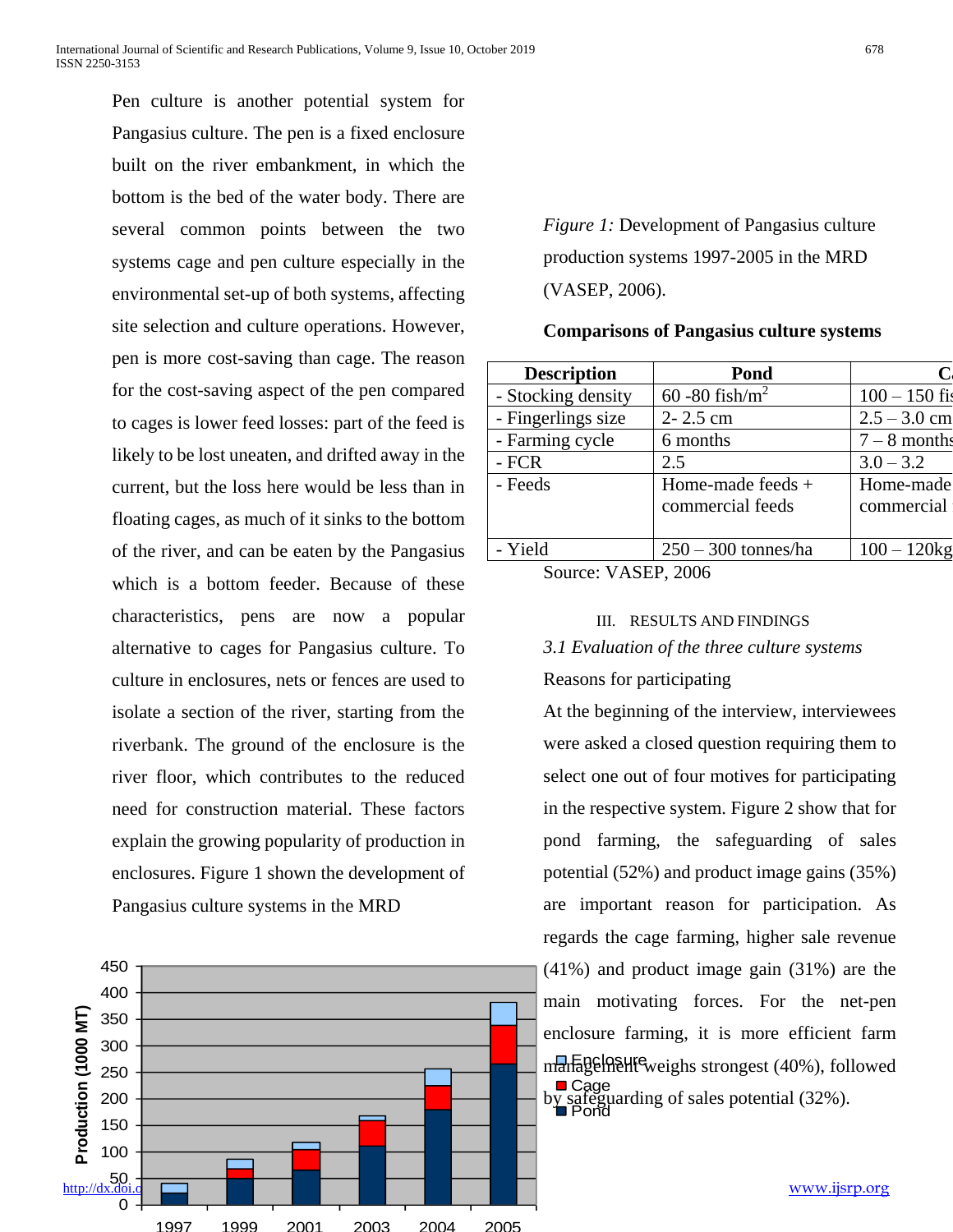Pen culture is another potential system for Pangasius culture. The pen is a fixed enclosure built on the river embankment, in which the bottom is the bed of the water body. There are several common points between the two systems cage and pen culture especially in the environmental set-up of both systems, affecting site selection and culture operations. However, pen is more cost-saving than cage. The reason for the cost-saving aspect of the pen compared to cages is lower feed losses: part of the feed is likely to be lost uneaten, and drifted away in the current, but the loss here would be less than in floating cages, as much of it sinks to the bottom of the river, and can be eaten by the Pangasius which is a bottom feeder. Because of these characteristics, pens are now a popular alternative to cages for Pangasius culture. To culture in enclosures, nets or fences are used to isolate a section of the river, starting from the riverbank. The ground of the enclosure is the river floor, which contributes to the reduced need for construction material. These factors explain the growing popularity of production in enclosures. Figure 1 shown the development of Pangasius culture systems in the MRD

*Figure 1:* Development of Pangasius culture production systems 1997-2005 in the MRD (VASEP, 2006).

**Comparisons of Pangasius culture systems**

| Description | Pond | C... |
|---|---|---|
| - Stocking density | 60 -80 fish/m$^2$ | 100 – 150 fi... |
| - Fingerlings size | 2- 2.5 cm | 2.5 – 3.0 cm |
| - Farming cycle | 6 months | 7 – 8 month... |
| - FCR | 2.5 | 3.0 – 3.2 |
| - Feeds | Home-made feeds + commercial feeds | Home-made... commercial... |
| - Yield | 250 – 300 tonnes/ha | 100 – 120kg... |

Source: VASEP, 2006

## III. RESULTS AND FINDINGS

### *3.1 Evaluation of the three culture systems*

Reasons for participating

At the beginning of the interview, interviewees were asked a closed question requiring them to select one out of four motives for participating in the respective system. Figure 2 show that for pond farming, the safeguarding of sales potential (52%) and product image gains (35%) are important reason for participation. As regards the cage farming, higher sale revenue (41%) and product image gain (31%) are the main motivating forces. For the net-pen enclosure farming, it is more efficient farm management weighs strongest (40%), followed by safeguarding of sales potential (32%).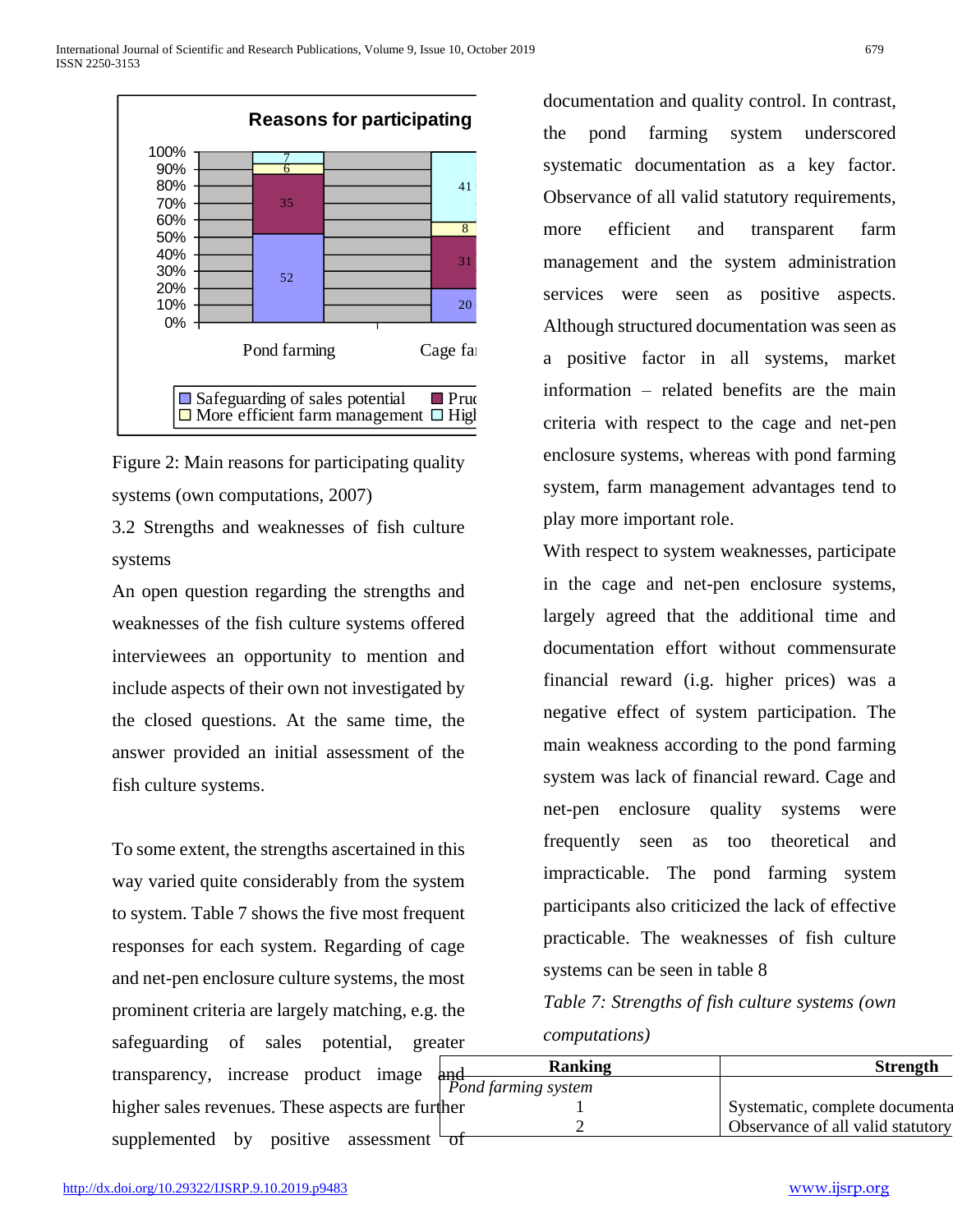Figure 2: Main reasons for participating quality systems (own computations, 2007)

### 3.2 Strengths and weaknesses of fish culture systems

An open question regarding the strengths and weaknesses of the fish culture systems offered interviewees an opportunity to mention and include aspects of their own not investigated by the closed questions. At the same time, the answer provided an initial assessment of the fish culture systems.

To some extent, the strengths ascertained in this way varied quite considerably from the system to system. Table 7 shows the five most frequent responses for each system. Regarding of cage and net-pen enclosure culture systems, the most prominent criteria are largely matching, e.g. the safeguarding of sales potential, greater transparency, increase product image and higher sales revenues. These aspects are further supplemented by positive assessment of documentation and quality control. In contrast, the pond farming system underscored systematic documentation as a key factor. Observance of all valid statutory requirements, more efficient and transparent farm management and the system administration services were seen as positive aspects. Although structured documentation was seen as a positive factor in all systems, market information – related benefits are the main criteria with respect to the cage and net-pen enclosure systems, whereas with pond farming system, farm management advantages tend to play more important role.

With respect to system weaknesses, participate in the cage and net-pen enclosure systems, largely agreed that the additional time and documentation effort without commensurate financial reward (i.e. higher prices) was a negative effect of system participation. The main weakness according to the pond farming system was lack of financial reward. Cage and net-pen enclosure quality systems were frequently seen as too theoretical and impracticable. The pond farming system participants also criticized the lack of effective practicable. The weaknesses of fish culture systems can be seen in table 8

*Table 7: Strengths of fish culture systems (own computations)*

| Ranking | Strength |
|---|---|
| *Pond farming system* | |
| 1 | Systematic, complete documenta |
| 2 | Observance of all valid statutory |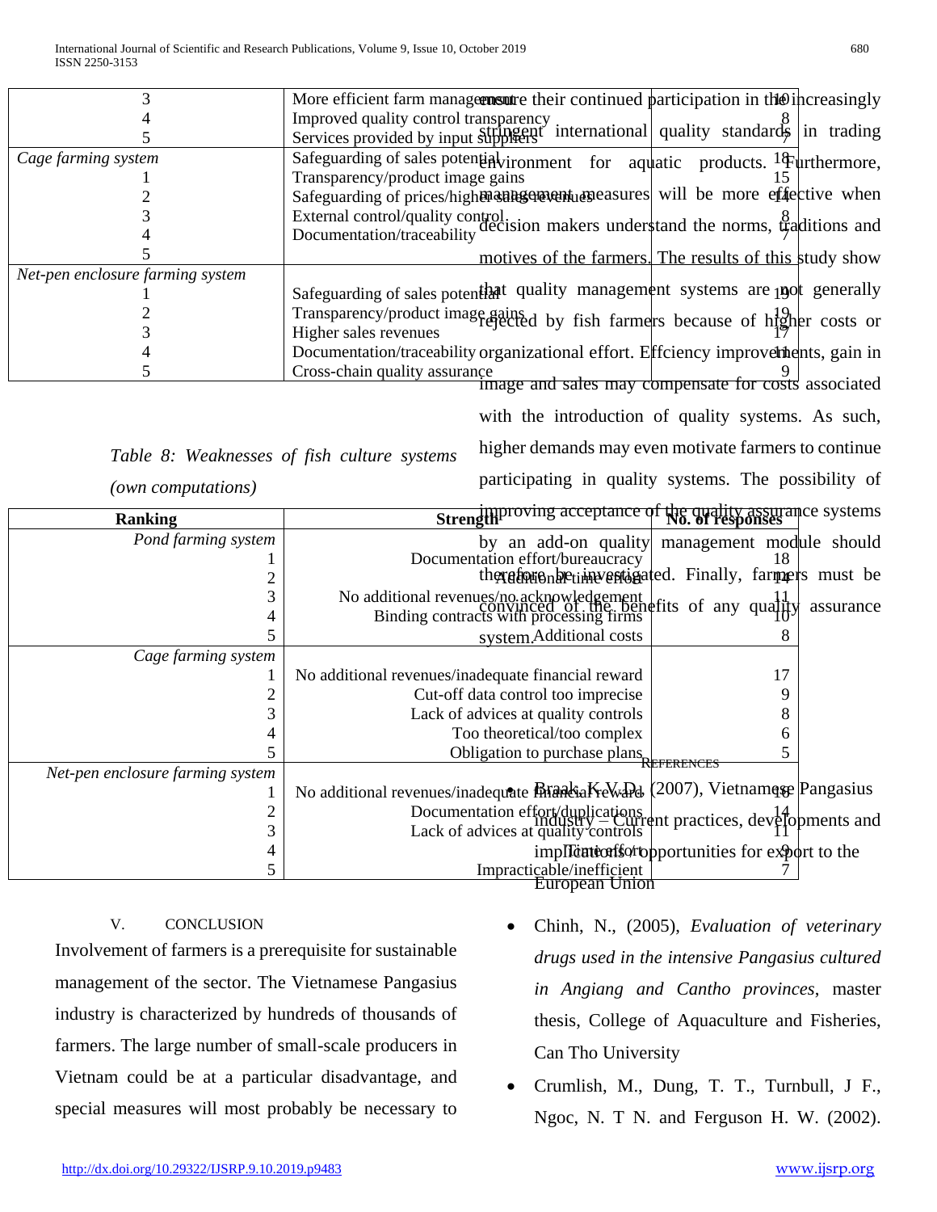| | | |
|---|---|---|
| 3 | More efficient farm management | 10 |
| 4 | Improved quality control transparency | 8 |
| 5 | Services provided by input suppliers | 7 |
| *Cage farming system* | Safeguarding of sales potential | 18 |
| 1 | Transparency/product image gains | 15 |
| 2 | Safeguarding of prices/higher sales revenues | 14 |
| 3 | External control/quality control | 8 |
| 4 | Documentation/traceability | 7 |
| 5 | | |
| *Net-pen enclosure farming system* | | |
| 1 | Safeguarding of sales potential | 19 |
| 2 | Transparency/product image gains | 19 |
| 3 | Higher sales revenues | 17 |
| 4 | Documentation/traceability | 11 |
| 5 | Cross-chain quality assurance | 9 |

*Table 8: Weaknesses of fish culture systems (own computations)*

| Ranking | Strength | No. of responses |
|---|---|---|
| *Pond farming system* | | |
| 1 | Documentation effort/bureaucracy | 18 |
| 2 | Additional time effort | 14 |
| 3 | No additional revenues/no acknowledgement | 11 |
| 4 | Binding contracts with processing firms | 10 |
| 5 | Additional costs | 8 |
| *Cage farming system* | | |
| 1 | No additional revenues/inadequate financial reward | 17 |
| 2 | Cut-off data control too imprecise | 9 |
| 3 | Lack of advices at quality controls | 8 |
| 4 | Too theoretical/too complex | 6 |
| 5 | Obligation to purchase plans | 5 |
| *Net-pen enclosure farming system* | | |
| 1 | No additional revenues/inadequate financial reward | 16 |
| 2 | Documentation effort/duplications | 14 |
| 3 | Lack of advices at quality controls | 11 |
| 4 | Time effort | 9 |
| 5 | Impracticable/inefficient | 7 |

## V. CONCLUSION

Involvement of farmers is a prerequisite for sustainable management of the sector. The Vietnamese Pangasius industry is characterized by hundreds of thousands of farmers. The large number of small-scale producers in Vietnam could be at a particular disadvantage, and special measures will most probably be necessary to ensure their continued participation in the increasingly stringent international quality standards in trading environment for aquatic products. Furthermore, management measures will be more effective when decision makers understand the norms, traditions and motives of the farmers. The results of this study show that quality management systems are not generally rejected by fish farmers because of higher costs or organizational effort. Effciency improvements, gain in image and sales may compensate for costs associated with the introduction of quality systems. As such, higher demands may even motivate farmers to continue participating in quality systems. The possibility of improving acceptance of the quality assurance systems by an add-on quality management module should therefore be investigated. Finally, farmers must be convinced of the benefits of any quality assurance system.

## REFERENCES

- Braak, K.V.D. (2007), Vietnamese Pangasius industry – Current practices, developments and implications/opportunities for export to the European Union
- Chinh, N., (2005), *Evaluation of veterinary drugs used in the intensive Pangasius cultured in Angiang and Cantho provinces*, master thesis, College of Aquaculture and Fisheries, Can Tho University
- Crumlish, M., Dung, T. T., Turnbull, J F., Ngoc, N. T N. and Ferguson H. W. (2002).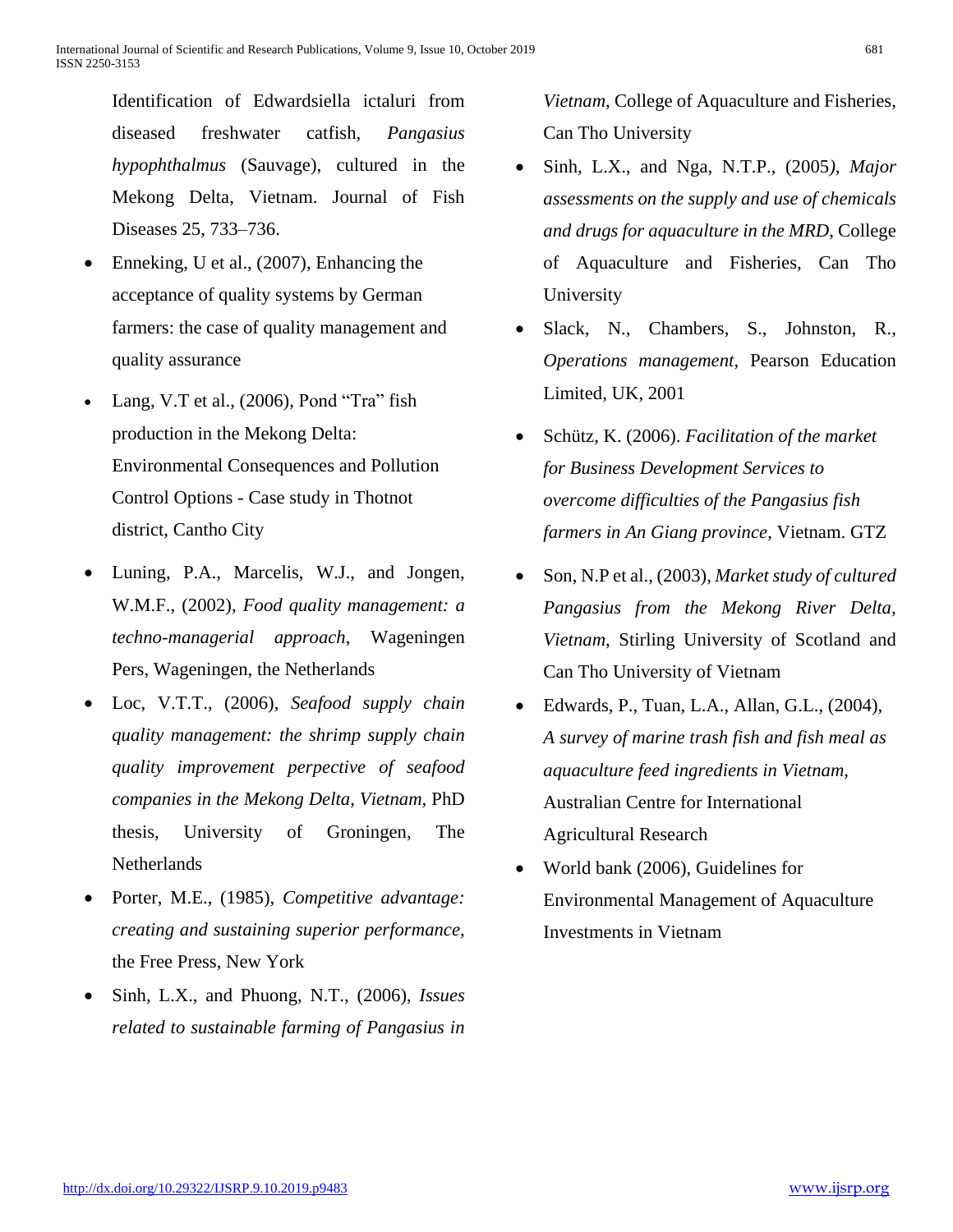Identification of Edwardsiella ictaluri from diseased freshwater catfish, *Pangasius hypophthalmus* (Sauvage), cultured in the Mekong Delta, Vietnam. Journal of Fish Diseases 25, 733–736.

- Enneking, U et al., (2007), Enhancing the acceptance of quality systems by German farmers: the case of quality management and quality assurance
- Lang, V.T et al., (2006), Pond "Tra" fish production in the Mekong Delta: Environmental Consequences and Pollution Control Options - Case study in Thotnot district, Cantho City
- Luning, P.A., Marcelis, W.J., and Jongen, W.M.F., (2002), *Food quality management: a techno-managerial approach*, Wageningen Pers, Wageningen, the Netherlands
- Loc, V.T.T., (2006), *Seafood supply chain quality management: the shrimp supply chain quality improvement perpective of seafood companies in the Mekong Delta, Vietnam*, PhD thesis, University of Groningen, The Netherlands
- Porter, M.E., (1985), *Competitive advantage: creating and sustaining superior performance*, the Free Press, New York
- Sinh, L.X., and Phuong, N.T., (2006), *Issues related to sustainable farming of Pangasius in Vietnam*, College of Aquaculture and Fisheries, Can Tho University
- Sinh, L.X., and Nga, N.T.P., (2005), *Major assessments on the supply and use of chemicals and drugs for aquaculture in the MRD*, College of Aquaculture and Fisheries, Can Tho University
- Slack, N., Chambers, S., Johnston, R., *Operations management*, Pearson Education Limited, UK, 2001
- Schütz, K. (2006). *Facilitation of the market for Business Development Services to overcome difficulties of the Pangasius fish farmers in An Giang province*, Vietnam. GTZ
- Son, N.P et al., (2003), *Market study of cultured Pangasius from the Mekong River Delta, Vietnam*, Stirling University of Scotland and Can Tho University of Vietnam
- Edwards, P., Tuan, L.A., Allan, G.L., (2004), *A survey of marine trash fish and fish meal as aquaculture feed ingredients in Vietnam*, Australian Centre for International Agricultural Research
- World bank (2006), Guidelines for Environmental Management of Aquaculture Investments in Vietnam